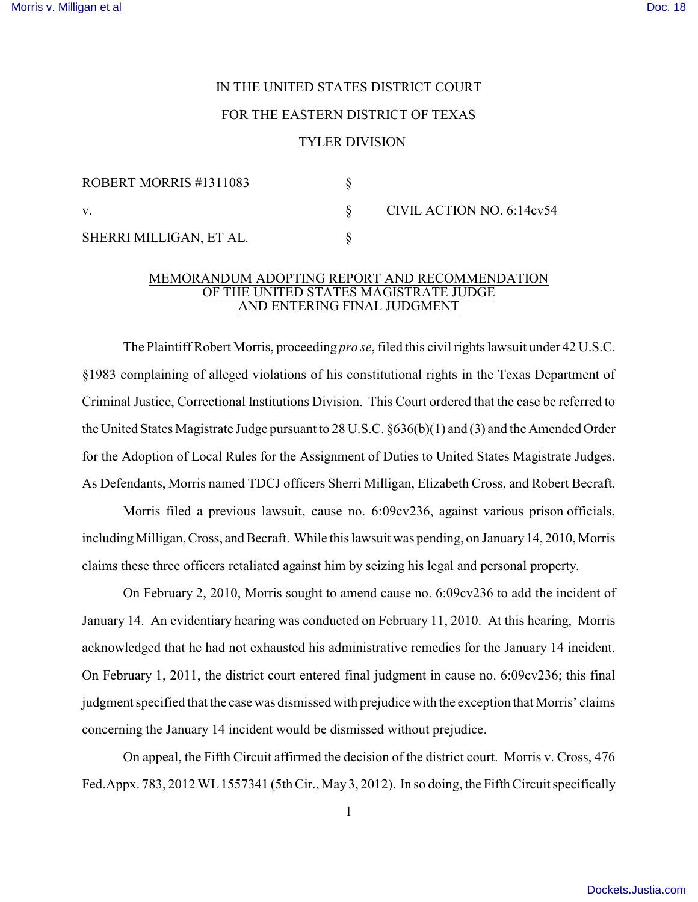IN THE UNITED STATES DISTRICT COURT

FOR THE EASTERN DISTRICT OF TEXAS

TYLER DIVISION

| | | |
|---|---|---|
| ROBERT MORRIS #1311083 | § | |
| v. | § | CIVIL ACTION NO. 6:14cv54 |
| SHERRI MILLIGAN, ET AL. | § | |

MEMORANDUM ADOPTING REPORT AND RECOMMENDATION OF THE UNITED STATES MAGISTRATE JUDGE AND ENTERING FINAL JUDGMENT

The Plaintiff Robert Morris, proceeding *pro se*, filed this civil rights lawsuit under 42 U.S.C. §1983 complaining of alleged violations of his constitutional rights in the Texas Department of Criminal Justice, Correctional Institutions Division. This Court ordered that the case be referred to the United States Magistrate Judge pursuant to 28 U.S.C. §636(b)(1) and (3) and the Amended Order for the Adoption of Local Rules for the Assignment of Duties to United States Magistrate Judges. As Defendants, Morris named TDCJ officers Sherri Milligan, Elizabeth Cross, and Robert Becraft.

Morris filed a previous lawsuit, cause no. 6:09cv236, against various prison officials, including Milligan, Cross, and Becraft. While this lawsuit was pending, on January 14, 2010, Morris claims these three officers retaliated against him by seizing his legal and personal property.

On February 2, 2010, Morris sought to amend cause no. 6:09cv236 to add the incident of January 14. An evidentiary hearing was conducted on February 11, 2010. At this hearing, Morris acknowledged that he had not exhausted his administrative remedies for the January 14 incident. On February 1, 2011, the district court entered final judgment in cause no. 6:09cv236; this final judgment specified that the case was dismissed with prejudice with the exception that Morris' claims concerning the January 14 incident would be dismissed without prejudice.

On appeal, the Fifth Circuit affirmed the decision of the district court. Morris v. Cross, 476 Fed.Appx. 783, 2012 WL 1557341 (5th Cir., May 3, 2012). In so doing, the Fifth Circuit specifically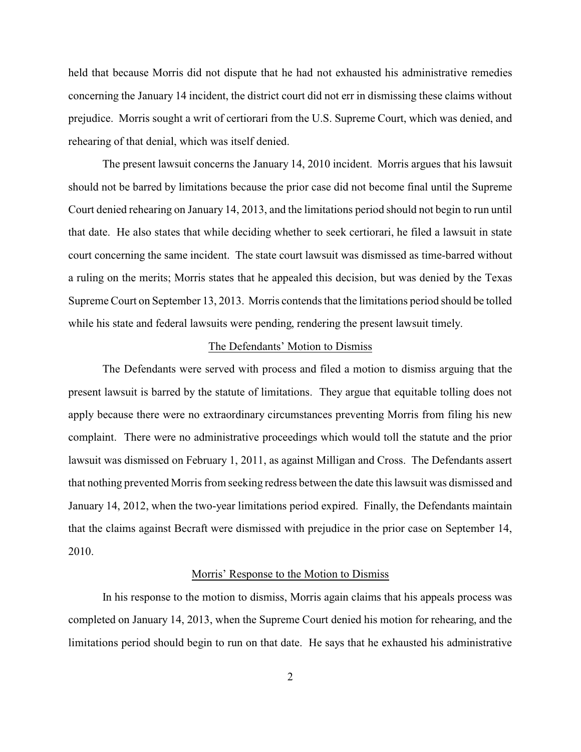held that because Morris did not dispute that he had not exhausted his administrative remedies concerning the January 14 incident, the district court did not err in dismissing these claims without prejudice. Morris sought a writ of certiorari from the U.S. Supreme Court, which was denied, and rehearing of that denial, which was itself denied.

The present lawsuit concerns the January 14, 2010 incident. Morris argues that his lawsuit should not be barred by limitations because the prior case did not become final until the Supreme Court denied rehearing on January 14, 2013, and the limitations period should not begin to run until that date. He also states that while deciding whether to seek certiorari, he filed a lawsuit in state court concerning the same incident. The state court lawsuit was dismissed as time-barred without a ruling on the merits; Morris states that he appealed this decision, but was denied by the Texas Supreme Court on September 13, 2013. Morris contends that the limitations period should be tolled while his state and federal lawsuits were pending, rendering the present lawsuit timely.

## The Defendants' Motion to Dismiss

The Defendants were served with process and filed a motion to dismiss arguing that the present lawsuit is barred by the statute of limitations. They argue that equitable tolling does not apply because there were no extraordinary circumstances preventing Morris from filing his new complaint. There were no administrative proceedings which would toll the statute and the prior lawsuit was dismissed on February 1, 2011, as against Milligan and Cross. The Defendants assert that nothing prevented Morris from seeking redress between the date this lawsuit was dismissed and January 14, 2012, when the two-year limitations period expired. Finally, the Defendants maintain that the claims against Becraft were dismissed with prejudice in the prior case on September 14, 2010.

## Morris' Response to the Motion to Dismiss

In his response to the motion to dismiss, Morris again claims that his appeals process was completed on January 14, 2013, when the Supreme Court denied his motion for rehearing, and the limitations period should begin to run on that date. He says that he exhausted his administrative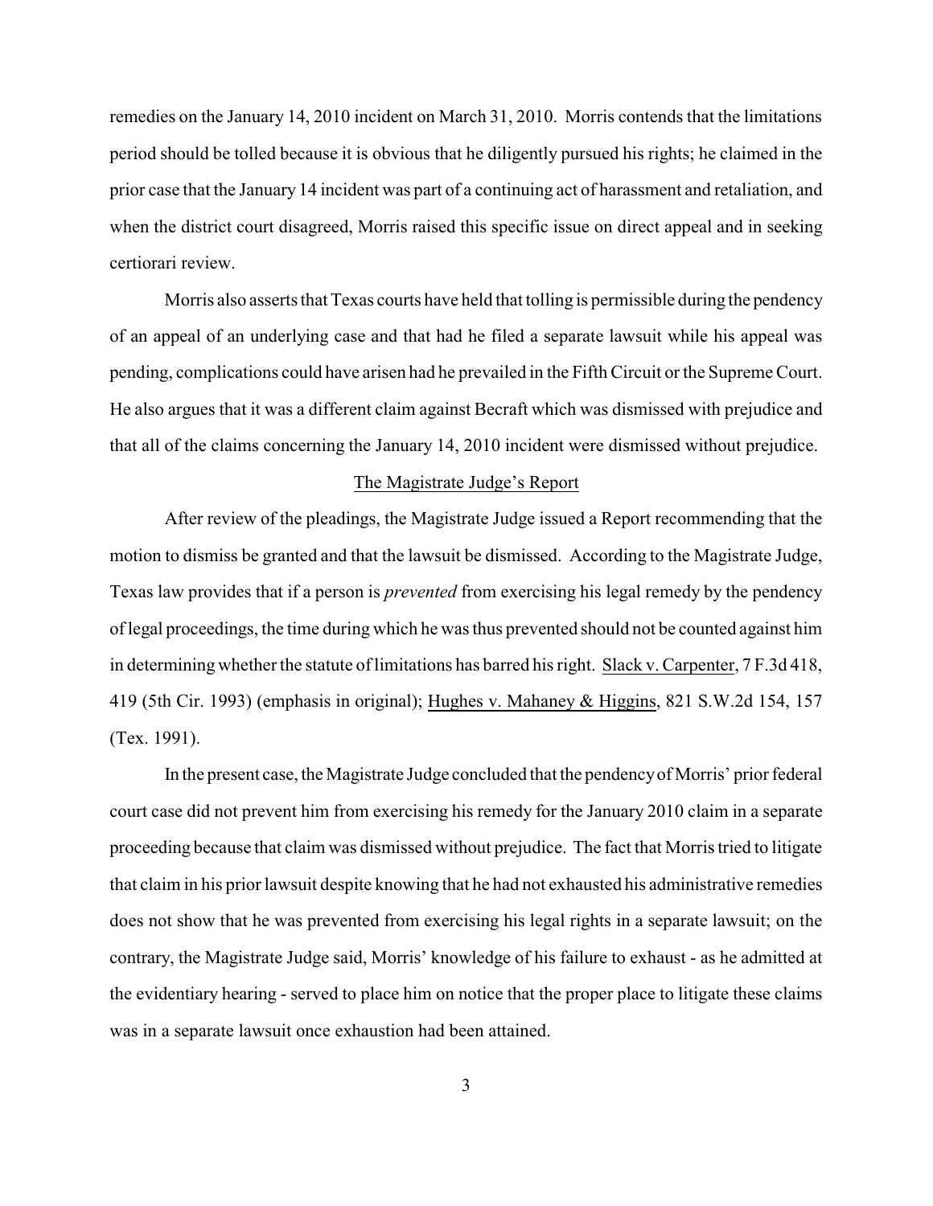remedies on the January 14, 2010 incident on March 31, 2010. Morris contends that the limitations period should be tolled because it is obvious that he diligently pursued his rights; he claimed in the prior case that the January 14 incident was part of a continuing act of harassment and retaliation, and when the district court disagreed, Morris raised this specific issue on direct appeal and in seeking certiorari review.

Morris also asserts that Texas courts have held that tolling is permissible during the pendency of an appeal of an underlying case and that had he filed a separate lawsuit while his appeal was pending, complications could have arisen had he prevailed in the Fifth Circuit or the Supreme Court. He also argues that it was a different claim against Becraft which was dismissed with prejudice and that all of the claims concerning the January 14, 2010 incident were dismissed without prejudice.

## The Magistrate Judge's Report

After review of the pleadings, the Magistrate Judge issued a Report recommending that the motion to dismiss be granted and that the lawsuit be dismissed. According to the Magistrate Judge, Texas law provides that if a person is *prevented* from exercising his legal remedy by the pendency of legal proceedings, the time during which he was thus prevented should not be counted against him in determining whether the statute of limitations has barred his right. Slack v. Carpenter, 7 F.3d 418, 419 (5th Cir. 1993) (emphasis in original); Hughes v. Mahaney & Higgins, 821 S.W.2d 154, 157 (Tex. 1991).

In the present case, the Magistrate Judge concluded that the pendency of Morris' prior federal court case did not prevent him from exercising his remedy for the January 2010 claim in a separate proceeding because that claim was dismissed without prejudice. The fact that Morris tried to litigate that claim in his prior lawsuit despite knowing that he had not exhausted his administrative remedies does not show that he was prevented from exercising his legal rights in a separate lawsuit; on the contrary, the Magistrate Judge said, Morris' knowledge of his failure to exhaust - as he admitted at the evidentiary hearing - served to place him on notice that the proper place to litigate these claims was in a separate lawsuit once exhaustion had been attained.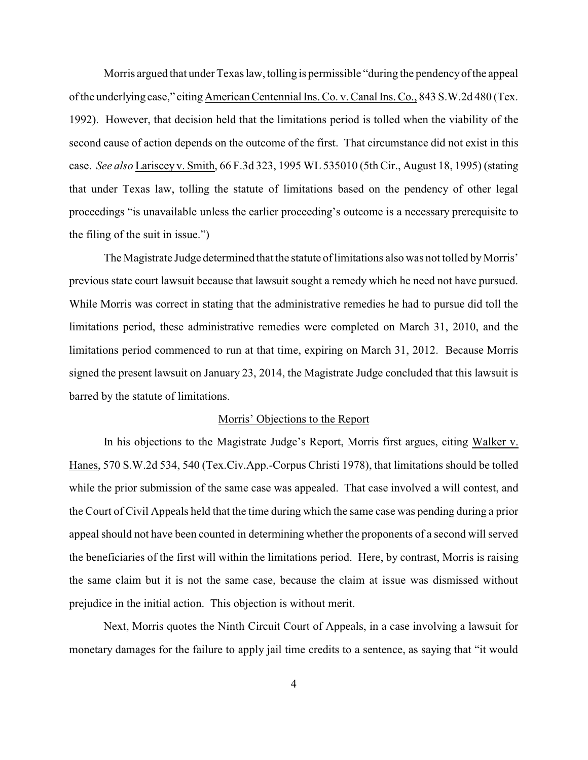Morris argued that under Texas law, tolling is permissible "during the pendency of the appeal of the underlying case," citing American Centennial Ins. Co. v. Canal Ins. Co., 843 S.W.2d 480 (Tex. 1992). However, that decision held that the limitations period is tolled when the viability of the second cause of action depends on the outcome of the first. That circumstance did not exist in this case. *See also* Lariscey v. Smith, 66 F.3d 323, 1995 WL 535010 (5th Cir., August 18, 1995) (stating that under Texas law, tolling the statute of limitations based on the pendency of other legal proceedings "is unavailable unless the earlier proceeding's outcome is a necessary prerequisite to the filing of the suit in issue.")

The Magistrate Judge determined that the statute of limitations also was not tolled by Morris' previous state court lawsuit because that lawsuit sought a remedy which he need not have pursued. While Morris was correct in stating that the administrative remedies he had to pursue did toll the limitations period, these administrative remedies were completed on March 31, 2010, and the limitations period commenced to run at that time, expiring on March 31, 2012. Because Morris signed the present lawsuit on January 23, 2014, the Magistrate Judge concluded that this lawsuit is barred by the statute of limitations.

## Morris' Objections to the Report

In his objections to the Magistrate Judge's Report, Morris first argues, citing Walker v. Hanes, 570 S.W.2d 534, 540 (Tex.Civ.App.-Corpus Christi 1978), that limitations should be tolled while the prior submission of the same case was appealed. That case involved a will contest, and the Court of Civil Appeals held that the time during which the same case was pending during a prior appeal should not have been counted in determining whether the proponents of a second will served the beneficiaries of the first will within the limitations period. Here, by contrast, Morris is raising the same claim but it is not the same case, because the claim at issue was dismissed without prejudice in the initial action. This objection is without merit.

Next, Morris quotes the Ninth Circuit Court of Appeals, in a case involving a lawsuit for monetary damages for the failure to apply jail time credits to a sentence, as saying that "it would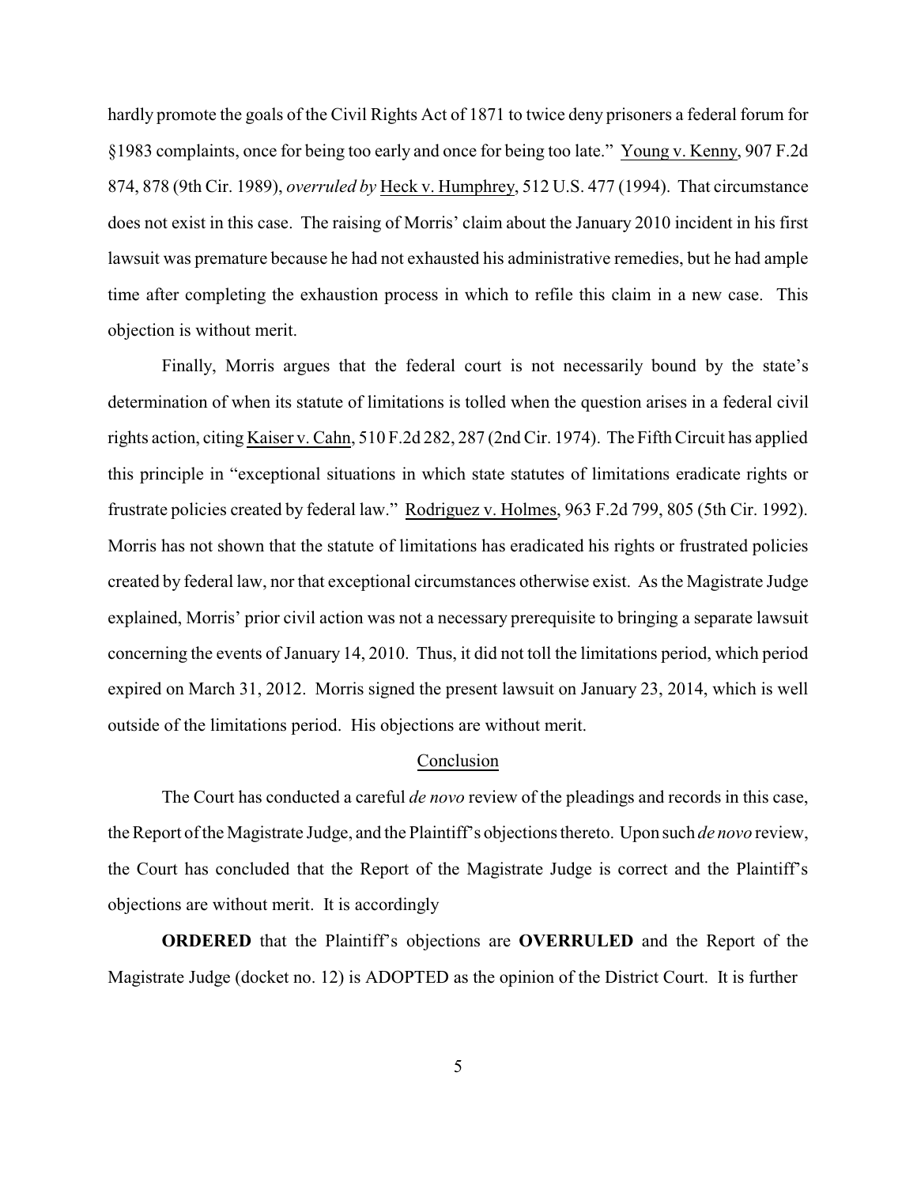hardly promote the goals of the Civil Rights Act of 1871 to twice deny prisoners a federal forum for §1983 complaints, once for being too early and once for being too late." Young v. Kenny, 907 F.2d 874, 878 (9th Cir. 1989), *overruled by* Heck v. Humphrey, 512 U.S. 477 (1994). That circumstance does not exist in this case. The raising of Morris' claim about the January 2010 incident in his first lawsuit was premature because he had not exhausted his administrative remedies, but he had ample time after completing the exhaustion process in which to refile this claim in a new case. This objection is without merit.

Finally, Morris argues that the federal court is not necessarily bound by the state's determination of when its statute of limitations is tolled when the question arises in a federal civil rights action, citing Kaiser v. Cahn, 510 F.2d 282, 287 (2nd Cir. 1974). The Fifth Circuit has applied this principle in "exceptional situations in which state statutes of limitations eradicate rights or frustrate policies created by federal law." Rodriguez v. Holmes, 963 F.2d 799, 805 (5th Cir. 1992). Morris has not shown that the statute of limitations has eradicated his rights or frustrated policies created by federal law, nor that exceptional circumstances otherwise exist. As the Magistrate Judge explained, Morris' prior civil action was not a necessary prerequisite to bringing a separate lawsuit concerning the events of January 14, 2010. Thus, it did not toll the limitations period, which period expired on March 31, 2012. Morris signed the present lawsuit on January 23, 2014, which is well outside of the limitations period. His objections are without merit.

## Conclusion

The Court has conducted a careful *de novo* review of the pleadings and records in this case, the Report of the Magistrate Judge, and the Plaintiff's objections thereto. Upon such *de novo* review, the Court has concluded that the Report of the Magistrate Judge is correct and the Plaintiff's objections are without merit. It is accordingly

**ORDERED** that the Plaintiff's objections are **OVERRULED** and the Report of the Magistrate Judge (docket no. 12) is ADOPTED as the opinion of the District Court. It is further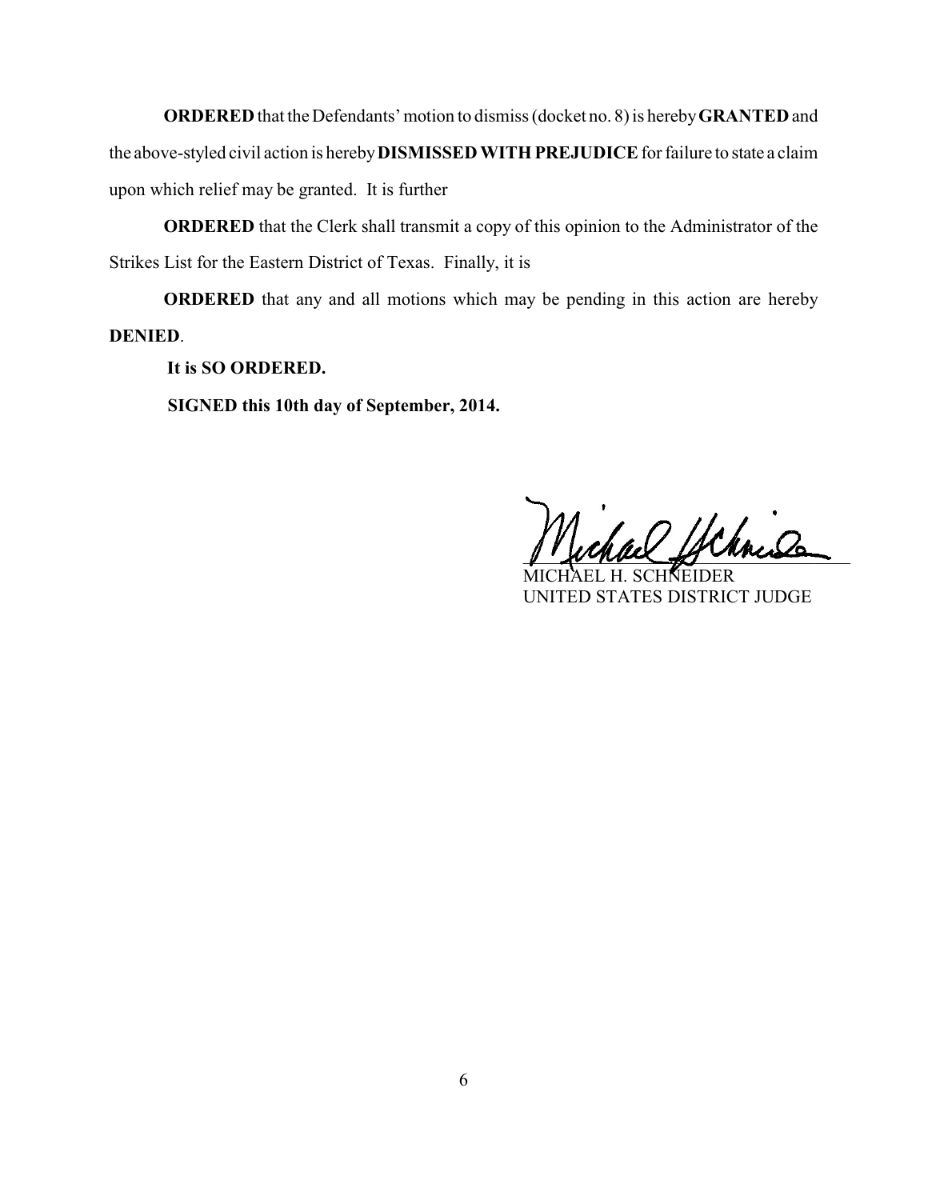**ORDERED** that the Defendants' motion to dismiss (docket no. 8) is hereby **GRANTED** and the above-styled civil action is hereby **DISMISSED WITH PREJUDICE** for failure to state a claim upon which relief may be granted. It is further

**ORDERED** that the Clerk shall transmit a copy of this opinion to the Administrator of the Strikes List for the Eastern District of Texas. Finally, it is

**ORDERED** that any and all motions which may be pending in this action are hereby **DENIED**.

**It is SO ORDERED.**

**SIGNED this 10th day of September, 2014.**

MICHAEL H. SCHNEIDER
UNITED STATES DISTRICT JUDGE